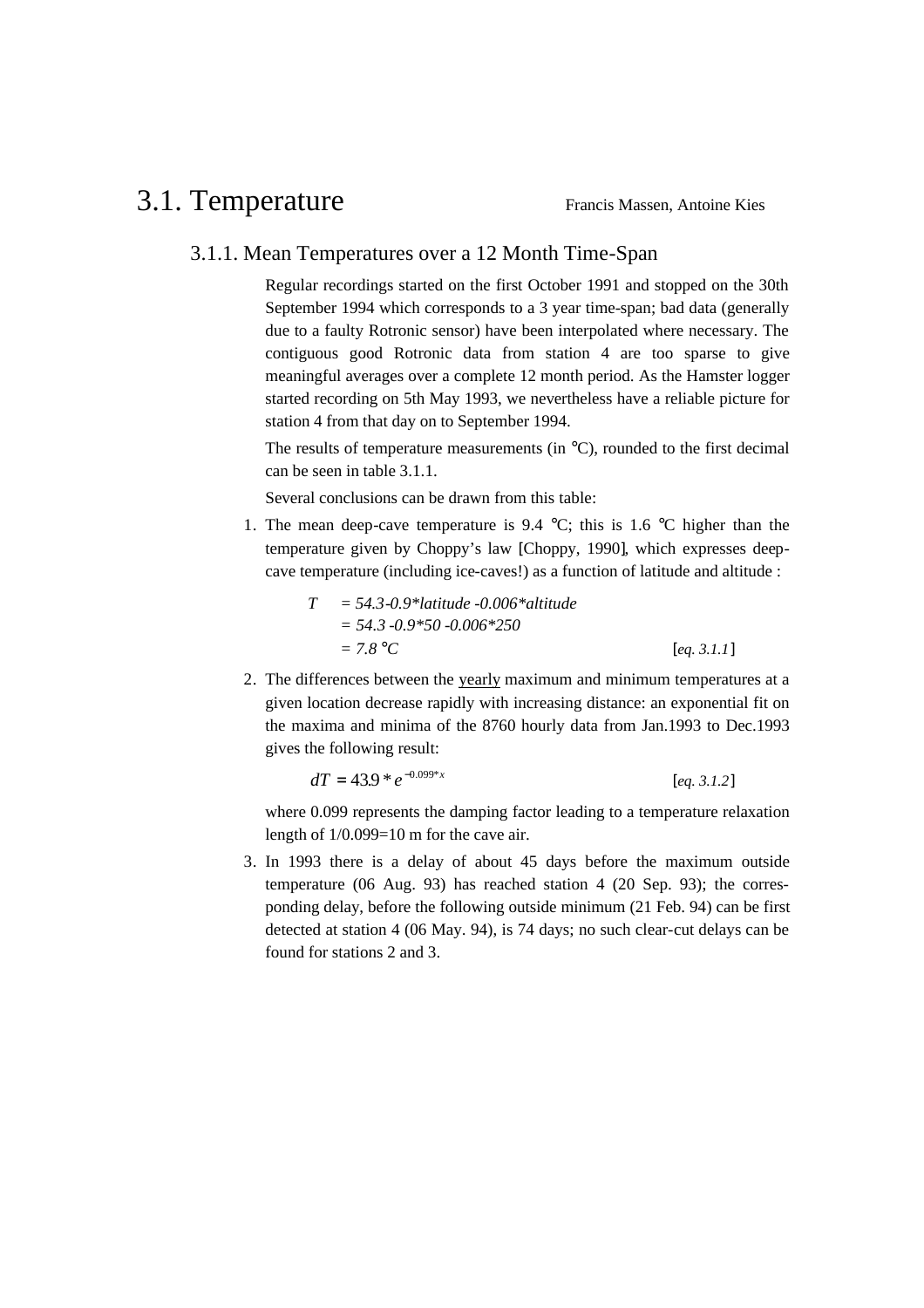# 3.1. Temperature

Francis Massen, Antoine Kies

## 3.1.1. Mean Temperatures over a 12 Month Time-Span

Regular recordings started on the first October 1991 and stopped on the 30th September 1994 which corresponds to a 3 year time-span; bad data (generally due to a faulty Rotronic sensor) have been interpolated where necessary. The contiguous good Rotronic data from station 4 are too sparse to give meaningful averages over a complete 12 month period. As the Hamster logger started recording on 5th May 1993, we nevertheless have a reliable picture for station 4 from that day on to September 1994.

The results of temperature measurements (in °C), rounded to the first decimal can be seen in table 3.1.1.

Several conclusions can be drawn from this table:

1. The mean deep-cave temperature is 9.4 °C; this is 1.6 °C higher than the temperature given by Choppy's law [Choppy, 1990], which expresses deep-cave temperature (including ice-caves!) as a function of latitude and altitude :

$$\begin{aligned} T &= 54.3 - 0.9 \cdot latitude - 0.006 \cdot altitude \\ &= 54.3 - 0.9 \cdot 50 - 0.006 \cdot 250 \\ &= 7.8\ °C \end{aligned} \qquad [eq.\ 3.1.1]$$

2. The differences between the yearly maximum and minimum temperatures at a given location decrease rapidly with increasing distance: an exponential fit on the maxima and minima of the 8760 hourly data from Jan.1993 to Dec.1993 gives the following result:

$$dT = 43.9 * e^{-0.099 * x} \qquad [eq.\ 3.1.2]$$

where 0.099 represents the damping factor leading to a temperature relaxation length of 1/0.099=10 m for the cave air.

3. In 1993 there is a delay of about 45 days before the maximum outside temperature (06 Aug. 93) has reached station 4 (20 Sep. 93); the corresponding delay, before the following outside minimum (21 Feb. 94) can be first detected at station 4 (06 May. 94), is 74 days; no such clear-cut delays can be found for stations 2 and 3.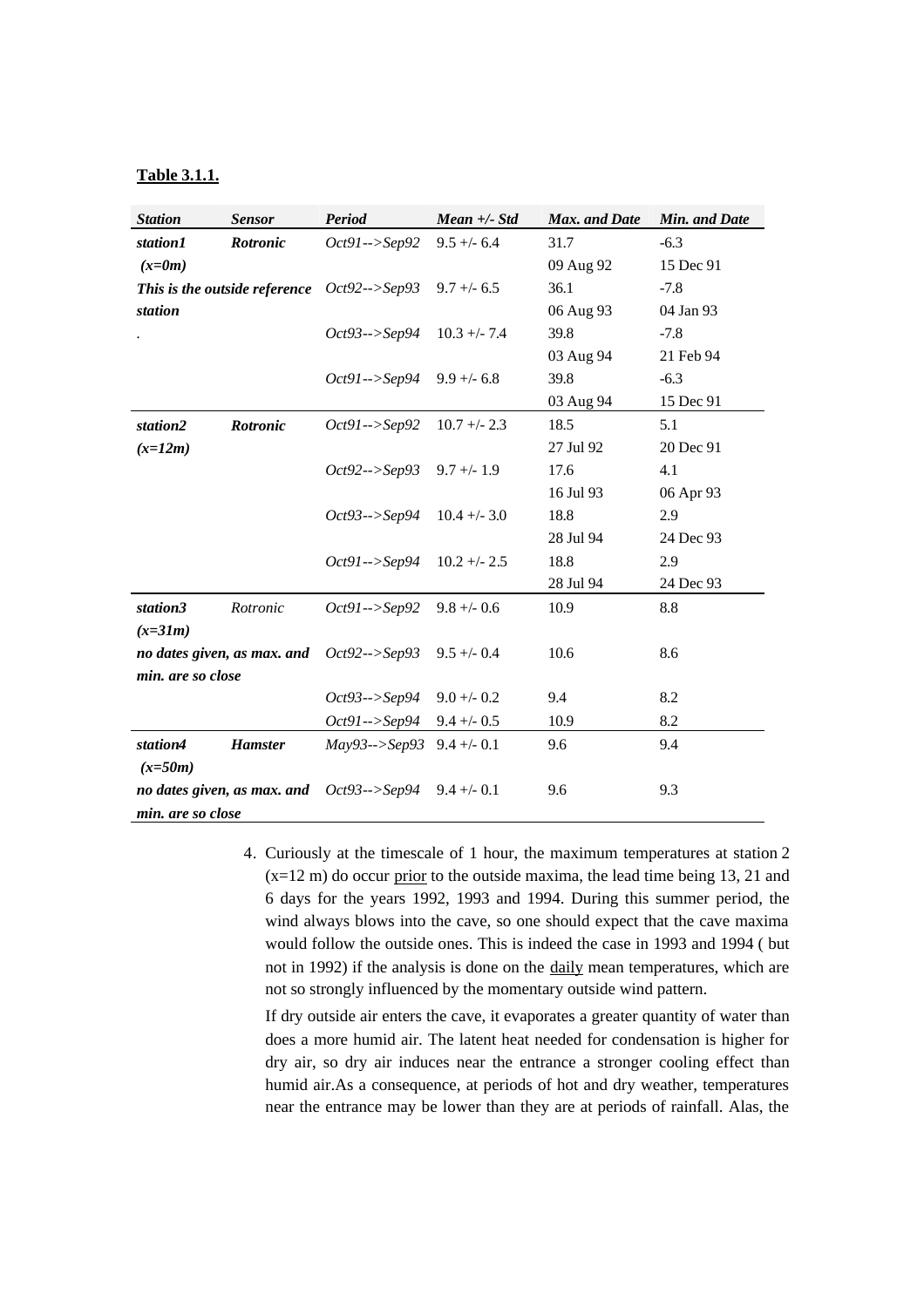**Table 3.1.1.**

| Station | Sensor | Period | Mean +/- Std | Max. and Date | Min. and Date |
|---|---|---|---|---|---|
| ***station1*** | ***Rotronic*** | *Oct91-->Sep92* | 9.5 +/- 6.4 | 31.7 | -6.3 |
| ***(x=0m)*** | | | | 09 Aug 92 | 15 Dec 91 |
| ***This is the outside reference*** | | *Oct92-->Sep93* | 9.7 +/- 6.5 | 36.1 | -7.8 |
| ***station*** | | | | 06 Aug 93 | 04 Jan 93 |
| . | | *Oct93-->Sep94* | 10.3 +/- 7.4 | 39.8 | -7.8 |
| | | | | 03 Aug 94 | 21 Feb 94 |
| | | *Oct91-->Sep94* | 9.9 +/- 6.8 | 39.8 | -6.3 |
| | | | | 03 Aug 94 | 15 Dec 91 |
| ***station2*** | ***Rotronic*** | *Oct91-->Sep92* | 10.7 +/- 2.3 | 18.5 | 5.1 |
| ***(x=12m)*** | | | | 27 Jul 92 | 20 Dec 91 |
| | | *Oct92-->Sep93* | 9.7 +/- 1.9 | 17.6 | 4.1 |
| | | | | 16 Jul 93 | 06 Apr 93 |
| | | *Oct93-->Sep94* | 10.4 +/- 3.0 | 18.8 | 2.9 |
| | | | | 28 Jul 94 | 24 Dec 93 |
| | | *Oct91-->Sep94* | 10.2 +/- 2.5 | 18.8 | 2.9 |
| | | | | 28 Jul 94 | 24 Dec 93 |
| ***station3*** | *Rotronic* | *Oct91-->Sep92* | 9.8 +/- 0.6 | 10.9 | 8.8 |
| ***(x=31m)*** | | | | | |
| ***no dates given, as max. and*** | | *Oct92-->Sep93* | 9.5 +/- 0.4 | 10.6 | 8.6 |
| ***min. are so close*** | | | | | |
| | | *Oct93-->Sep94* | 9.0 +/- 0.2 | 9.4 | 8.2 |
| | | *Oct91-->Sep94* | 9.4 +/- 0.5 | 10.9 | 8.2 |
| ***station4*** | ***Hamster*** | *May93-->Sep93* | 9.4 +/- 0.1 | 9.6 | 9.4 |
| ***(x=50m)*** | | | | | |
| ***no dates given, as max. and*** | | *Oct93-->Sep94* | 9.4 +/- 0.1 | 9.6 | 9.3 |
| ***min. are so close*** | | | | | |

4. Curiously at the timescale of 1 hour, the maximum temperatures at station 2 (x=12 m) do occur prior to the outside maxima, the lead time being 13, 21 and 6 days for the years 1992, 1993 and 1994. During this summer period, the wind always blows into the cave, so one should expect that the cave maxima would follow the outside ones. This is indeed the case in 1993 and 1994 ( but not in 1992) if the analysis is done on the daily mean temperatures, which are not so strongly influenced by the momentary outside wind pattern.

   If dry outside air enters the cave, it evaporates a greater quantity of water than does a more humid air. The latent heat needed for condensation is higher for dry air, so dry air induces near the entrance a stronger cooling effect than humid air.As a consequence, at periods of hot and dry weather, temperatures near the entrance may be lower than they are at periods of rainfall. Alas, the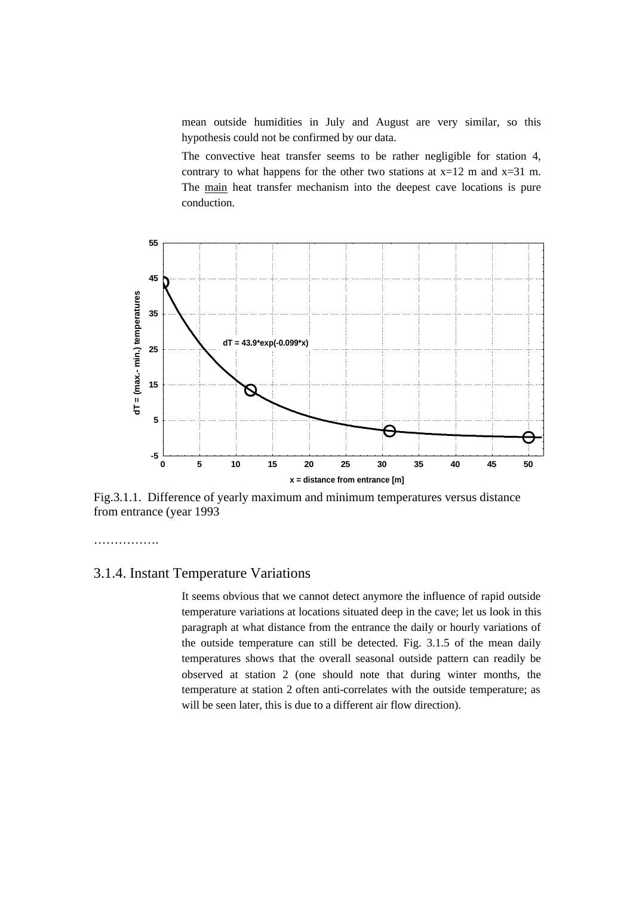mean outside humidities in July and August are very similar, so this hypothesis could not be confirmed by our data.

The convective heat transfer seems to be rather negligible for station 4, contrary to what happens for the other two stations at x=12 m and x=31 m. The main heat transfer mechanism into the deepest cave locations is pure conduction.

Fig.3.1.1. Difference of yearly maximum and minimum temperatures versus distance from entrance (year 1993

…………….

## 3.1.4. Instant Temperature Variations

It seems obvious that we cannot detect anymore the influence of rapid outside temperature variations at locations situated deep in the cave; let us look in this paragraph at what distance from the entrance the daily or hourly variations of the outside temperature can still be detected. Fig. 3.1.5 of the mean daily temperatures shows that the overall seasonal outside pattern can readily be observed at station 2 (one should note that during winter months, the temperature at station 2 often anti-correlates with the outside temperature; as will be seen later, this is due to a different air flow direction).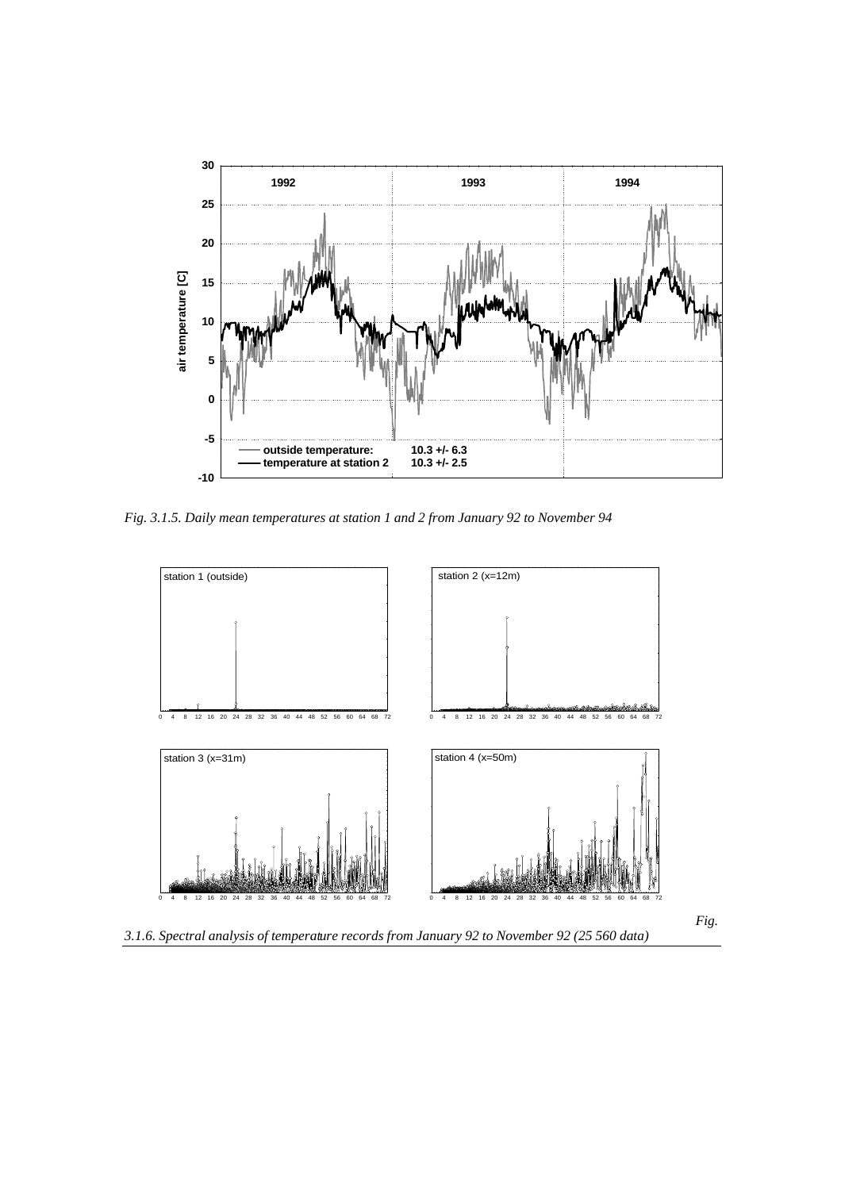*Fig. 3.1.5. Daily mean temperatures at station 1 and 2 from January 92 to November 94*

*Fig. 3.1.6. Spectral analysis of temperature records from January 92 to November 92 (25 560 data)*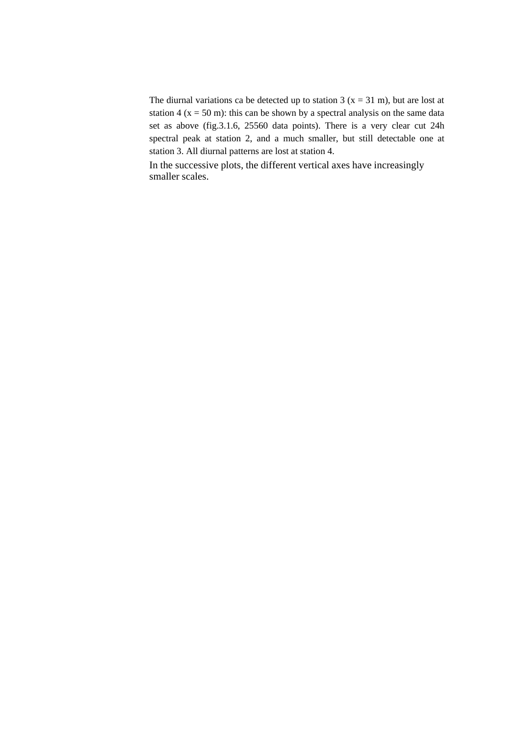The diurnal variations ca be detected up to station 3 (x = 31 m), but are lost at station 4 (x = 50 m): this can be shown by a spectral analysis on the same data set as above (fig.3.1.6, 25560 data points). There is a very clear cut 24h spectral peak at station 2, and a much smaller, but still detectable one at station 3. All diurnal patterns are lost at station 4.

In the successive plots, the different vertical axes have increasingly smaller scales.